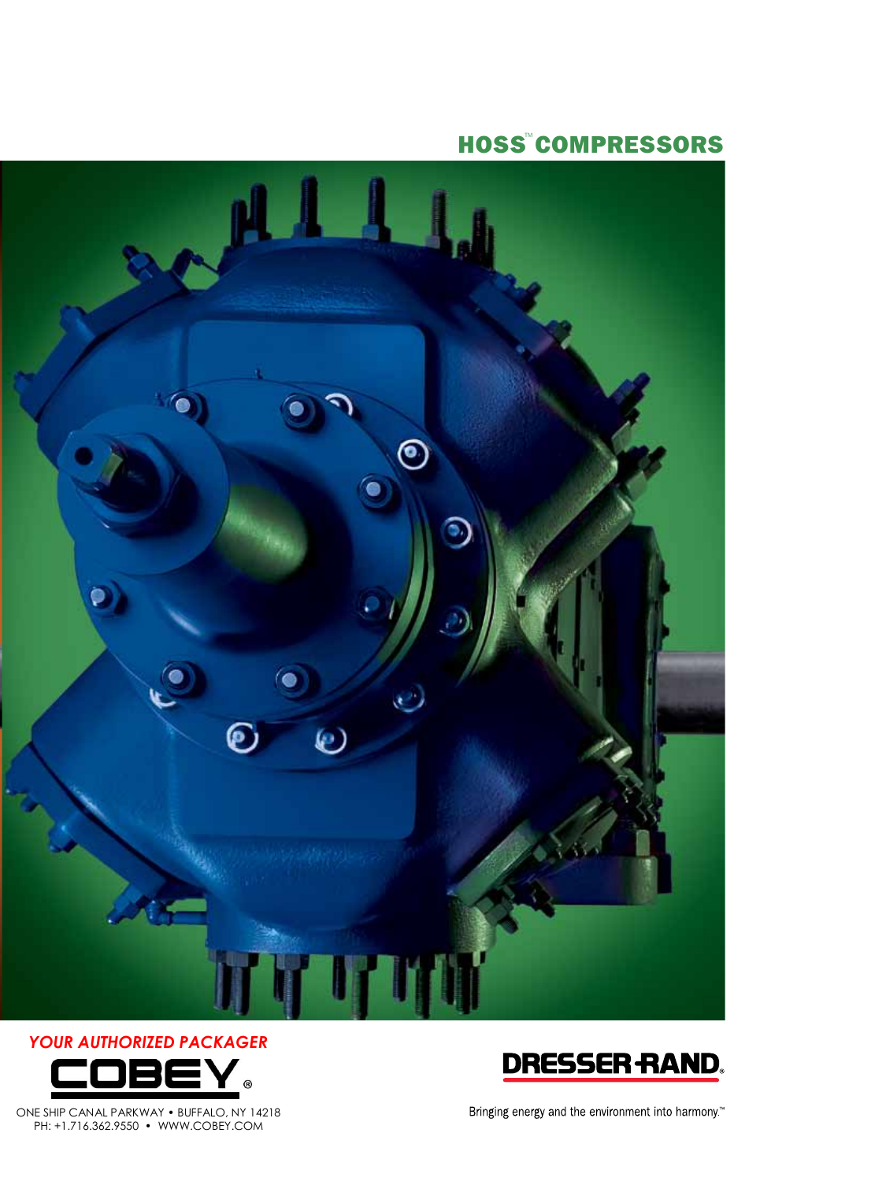# HOSS™ COMPRESSORS

*YOUR AUTHORIZED PACKAGER*

**COBEY®**

ONE SHIP CANAL PARKWAY • BUFFALO, NY 14218
PH: +1.716.362.9550 • WWW.COBEY.COM

**DRESSER-RAND®**

Bringing energy and the environment into harmony.™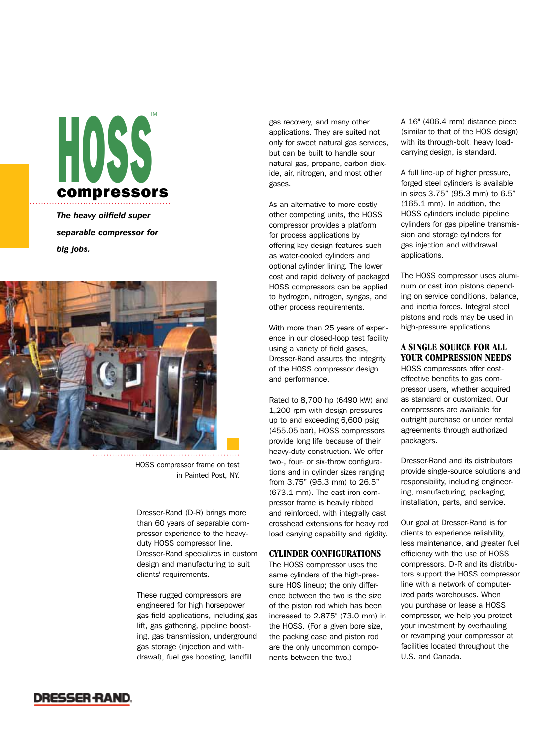# HOSS™ compressors

***The heavy oilfield super separable compressor for big jobs.***

HOSS compressor frame on test in Painted Post, NY.

Dresser-Rand (D-R) brings more than 60 years of separable compressor experience to the heavy-duty HOSS compressor line. Dresser-Rand specializes in custom design and manufacturing to suit clients' requirements.

These rugged compressors are engineered for high horsepower gas field applications, including gas lift, gas gathering, pipeline boosting, gas transmission, underground gas storage (injection and withdrawal), fuel gas boosting, landfill gas recovery, and many other applications. They are suited not only for sweet natural gas services, but can be built to handle sour natural gas, propane, carbon dioxide, air, nitrogen, and most other gases.

As an alternative to more costly other competing units, the HOSS compressor provides a platform for process applications by offering key design features such as water-cooled cylinders and optional cylinder lining. The lower cost and rapid delivery of packaged HOSS compressors can be applied to hydrogen, nitrogen, syngas, and other process requirements.

With more than 25 years of experience in our closed-loop test facility using a variety of field gases, Dresser-Rand assures the integrity of the HOSS compressor design and performance.

Rated to 8,700 hp (6490 kW) and 1,200 rpm with design pressures up to and exceeding 6,600 psig (455.05 bar), HOSS compressors provide long life because of their heavy-duty construction. We offer two-, four- or six-throw configurations and in cylinder sizes ranging from 3.75" (95.3 mm) to 26.5" (673.1 mm). The cast iron compressor frame is heavily ribbed and reinforced, with integrally cast crosshead extensions for heavy rod load carrying capability and rigidity.

## CYLINDER CONFIGURATIONS

The HOSS compressor uses the same cylinders of the high-pressure HOS lineup; the only difference between the two is the size of the piston rod which has been increased to 2.875" (73.0 mm) in the HOSS. (For a given bore size, the packing case and piston rod are the only uncommon components between the two.)

A 16" (406.4 mm) distance piece (similar to that of the HOS design) with its through-bolt, heavy load-carrying design, is standard.

A full line-up of higher pressure, forged steel cylinders is available in sizes 3.75" (95.3 mm) to 6.5" (165.1 mm). In addition, the HOSS cylinders include pipeline cylinders for gas pipeline transmission and storage cylinders for gas injection and withdrawal applications.

The HOSS compressor uses aluminum or cast iron pistons depending on service conditions, balance, and inertia forces. Integral steel pistons and rods may be used in high-pressure applications.

## A SINGLE SOURCE FOR ALL YOUR COMPRESSION NEEDS

HOSS compressors offer cost-effective benefits to gas compressor users, whether acquired as standard or customized. Our compressors are available for outright purchase or under rental agreements through authorized packagers.

Dresser-Rand and its distributors provide single-source solutions and responsibility, including engineering, manufacturing, packaging, installation, parts, and service.

Our goal at Dresser-Rand is for clients to experience reliability, less maintenance, and greater fuel efficiency with the use of HOSS compressors. D-R and its distributors support the HOSS compressor line with a network of computerized parts warehouses. When you purchase or lease a HOSS compressor, we help you protect your investment by overhauling or revamping your compressor at facilities located throughout the U.S. and Canada.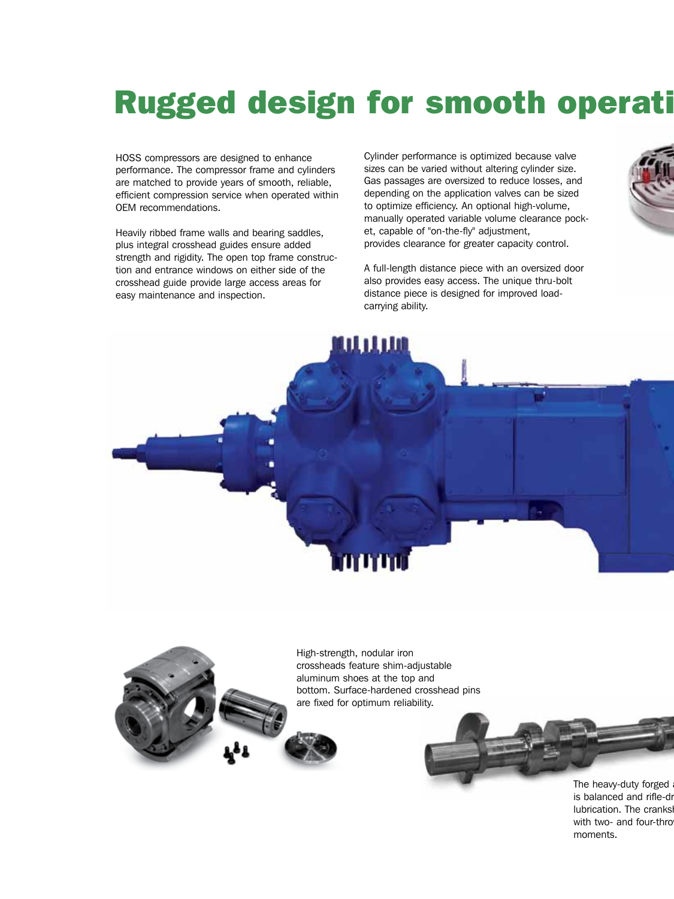# Rugged design for smooth operati

HOSS compressors are designed to enhance performance. The compressor frame and cylinders are matched to provide years of smooth, reliable, efficient compression service when operated within OEM recommendations.

Heavily ribbed frame walls and bearing saddles, plus integral crosshead guides ensure added strength and rigidity. The open top frame construction and entrance windows on either side of the crosshead guide provide large access areas for easy maintenance and inspection.

Cylinder performance is optimized because valve sizes can be varied without altering cylinder size. Gas passages are oversized to reduce losses, and depending on the application valves can be sized to optimize efficiency. An optional high-volume, manually operated variable volume clearance pocket, capable of "on-the-fly" adjustment, provides clearance for greater capacity control.

A full-length distance piece with an oversized door also provides easy access. The unique thru-bolt distance piece is designed for improved load-carrying ability.

High-strength, nodular iron crossheads feature shim-adjustable aluminum shoes at the top and bottom. Surface-hardened crosshead pins are fixed for optimum reliability.

The heavy-duty forged a is balanced and rifle-dr lubrication. The cranksh with two- and four-throw moments.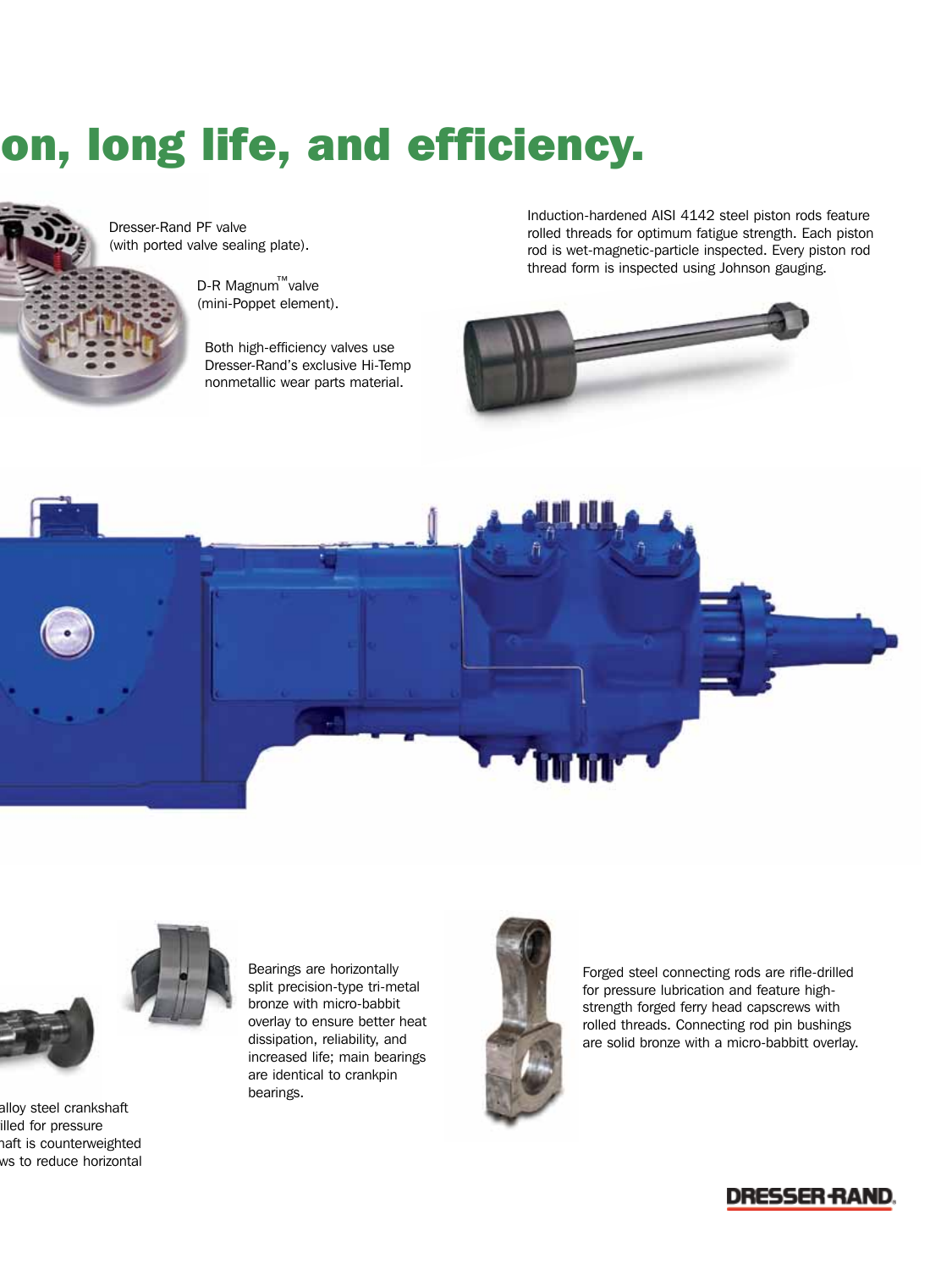# on, long life, and efficiency.

Dresser-Rand PF valve (with ported valve sealing plate).

D-R Magnum™ valve (mini-Poppet element).

Both high-efficiency valves use Dresser-Rand's exclusive Hi-Temp nonmetallic wear parts material.

Induction-hardened AISI 4142 steel piston rods feature rolled threads for optimum fatigue strength. Each piston rod is wet-magnetic-particle inspected. Every piston rod thread form is inspected using Johnson gauging.

alloy steel crankshaft illed for pressure haft is counterweighted ws to reduce horizontal

Bearings are horizontally split precision-type tri-metal bronze with micro-babbit overlay to ensure better heat dissipation, reliability, and increased life; main bearings are identical to crankpin bearings.

Forged steel connecting rods are rifle-drilled for pressure lubrication and feature high-strength forged ferry head capscrews with rolled threads. Connecting rod pin bushings are solid bronze with a micro-babbitt overlay.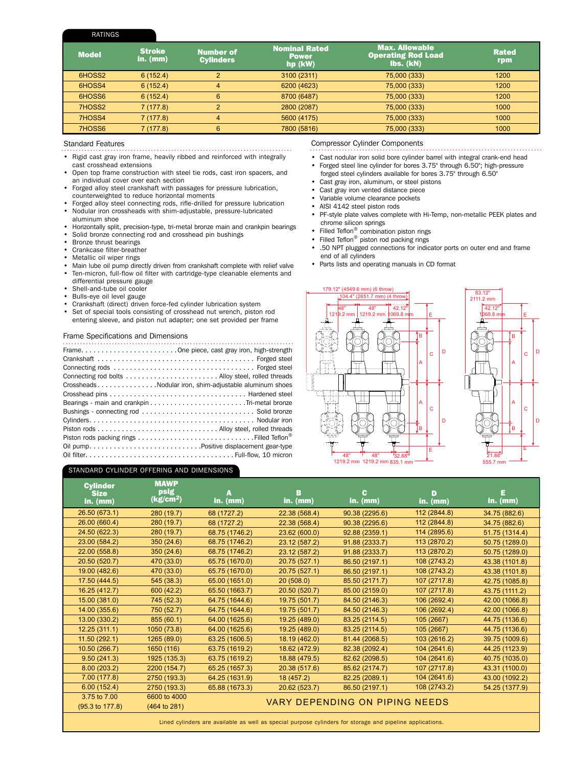## RATINGS

| Model | Stroke in. (mm) | Number of Cylinders | Nominal Rated Power hp (kW) | Max. Allowable Operating Rod Load lbs. (kN) | Rated rpm |
|---|---|---|---|---|---|
| 6HOSS2 | 6 (152.4) | 2 | 3100 (2311) | 75,000 (333) | 1200 |
| 6HOSS4 | 6 (152.4) | 4 | 6200 (4623) | 75,000 (333) | 1200 |
| 6HOSS6 | 6 (152.4) | 6 | 8700 (6487) | 75,000 (333) | 1200 |
| 7HOSS2 | 7 (177.8) | 2 | 2800 (2087) | 75,000 (333) | 1000 |
| 7HOSS4 | 7 (177.8) | 4 | 5600 (4175) | 75,000 (333) | 1000 |
| 7HOSS6 | 7 (177.8) | 6 | 7800 (5816) | 75,000 (333) | 1000 |

## Standard Features

- Rigid cast gray iron frame, heavily ribbed and reinforced with integrally cast crosshead extensions
- Open top frame construction with steel tie rods, cast iron spacers, and an individual cover over each section
- Forged alloy steel crankshaft with passages for pressure lubrication, counterweighted to reduce horizontal moments
- Forged alloy steel connecting rods, rifle-drilled for pressure lubrication
- Nodular iron crossheads with shim-adjustable, pressure-lubricated aluminum shoe
- Horizontally split, precision-type, tri-metal bronze main and crankpin bearings
- Solid bronze connecting rod and crosshead pin bushings
- Bronze thrust bearings
- Crankcase filter-breather
- Metallic oil wiper rings
- Main lube oil pump directly driven from crankshaft complete with relief valve
- Ten-micron, full-flow oil filter with cartridge-type cleanable elements and differential pressure gauge
- Shell-and-tube oil cooler
- Bulls-eye oil level gauge
- Crankshaft (direct) driven force-fed cylinder lubrication system
- Set of special tools consisting of crosshead nut wrench, piston rod entering sleeve, and piston nut adapter; one set provided per frame

## Frame Specifications and Dimensions

Frame. . . . . . . . . . . . . . . . . . . . . . . .One piece, cast gray iron, high-strength
Crankshaft . . . . . . . . . . . . . . . . . . . . . . . . . . . . . . . . . . . . . . Forged steel
Connecting rods . . . . . . . . . . . . . . . . . . . . . . . . . . . . . . . . . . Forged steel
Connecting rod bolts . . . . . . . . . . . . . . . . . . . . . . . Alloy steel, rolled threads
Crossheads . . . . . . . . . . . . . . .Nodular iron, shim-adjustable aluminum shoes
Crosshead pins . . . . . . . . . . . . . . . . . . . . . . . . . . . . . . . . . Hardened steel
Bearings - main and crankpin . . . . . . . . . . . . . . . . . . . . . . . .Tri-metal bronze
Bushings - connecting rod . . . . . . . . . . . . . . . . . . . . . . . . . . . . Solid bronze
Cylinders. . . . . . . . . . . . . . . . . . . . . . . . . . . . . . . . . . . . . . . . Nodular iron
Piston rods . . . . . . . . . . . . . . . . . . . . . . . . . . . . . Alloy steel, rolled threads
Piston rods packing rings . . . . . . . . . . . . . . . . . . . . . . . . . . . . .Filled Teflon®
Oil pump. . . . . . . . . . . . . . . . . . . . . . . . . . . .Positive displacement gear-type
Oil filter. . . . . . . . . . . . . . . . . . . . . . . . . . . . . . . . . . . . Full-flow, 10 micron

## Compressor Cylinder Components

- Cast nodular iron solid bore cylinder barrel with integral crank-end head
- Forged steel line cylinder for bores 3.75" through 6.50"; high-pressure forged steel cylinders available for bores 3.75" through 6.50"
- Cast gray iron, aluminum, or steel pistons
- Cast gray iron vented distance piece
- Variable volume clearance pockets
- AISI 4142 steel piston rods
- PF-style plate valves complete with Hi-Temp, non-metallic PEEK plates and chrome silicon springs
- Filled Teflon® combination piston rings
- Filled Teflon® piston rod packing rings
- .50 NPT plugged connections for indicator ports on outer end and frame end of all cylinders
- Parts lists and operating manuals in CD format

179.12" (4549.6 mm) (6 throw)
104.4" (2651.7 mm) (4 throw)
48" 1219.2 mm | 48" 1219.2 mm | 42.12" 1069.8 mm
48" 1219.2 mm | 48" 1219.2 mm | 32.88" 835.1 mm
83.12" 2111.2 mm
42.12" 1069.8 mm
21.88" 555.7 mm

## STANDARD CYLINDER OFFERING AND DIMENSIONS

| Cylinder Size in. (mm) | MAWP psig (kg/cm²) | A in. (mm) | B in. (mm) | C in. (mm) | D in. (mm) | E in. (mm) |
|---|---|---|---|---|---|---|
| 26.50 (673.1) | 280 (19.7) | 68 (1727.2) | 22.38 (568.4) | 90.38 (2295.6) | 112 (2844.8) | 34.75 (882.6) |
| 26.00 (660.4) | 280 (19.7) | 68 (1727.2) | 22.38 (568.4) | 90.38 (2295.6) | 112 (2844.8) | 34.75 (882.6) |
| 24.50 (622.3) | 280 (19.7) | 68.75 (1746.2) | 23.62 (600.0) | 92.88 (2359.1) | 114 (2895.6) | 51.75 (1314.4) |
| 23.00 (584.2) | 350 (24.6) | 68.75 (1746.2) | 23.12 (587.2) | 91.88 (2333.7) | 113 (2870.2) | 50.75 (1289.0) |
| 22.00 (558.8) | 350 (24.6) | 68.75 (1746.2) | 23.12 (587.2) | 91.88 (2333.7) | 113 (2870.2) | 50.75 (1289.0) |
| 20.50 (520.7) | 470 (33.0) | 65.75 (1670.0) | 20.75 (527.1) | 86.50 (2197.1) | 108 (2743.2) | 43.38 (1101.8) |
| 19.00 (482.6) | 470 (33.0) | 65.75 (1670.0) | 20.75 (527.1) | 86.50 (2197.1) | 108 (2743.2) | 43.38 (1101.8) |
| 17.50 (444.5) | 545 (38.3) | 65.00 (1651.0) | 20 (508.0) | 85.50 (2171.7) | 107 (2717.8) | 42.75 (1085.8) |
| 16.25 (412.7) | 600 (42.2) | 65.50 (1663.7) | 20.50 (520.7) | 85.00 (2159.0) | 107 (2717.8) | 43.75 (1111.2) |
| 15.00 (381.0) | 745 (52.3) | 64.75 (1644.6) | 19.75 (501.7) | 84.50 (2146.3) | 106 (2692.4) | 42.00 (1066.8) |
| 14.00 (355.6) | 750 (52.7) | 64.75 (1644.6) | 19.75 (501.7) | 84.50 (2146.3) | 106 (2692.4) | 42.00 (1066.8) |
| 13.00 (330.2) | 855 (60.1) | 64.00 (1625.6) | 19.25 (489.0) | 83.25 (2114.5) | 105 (2667) | 44.75 (1136.6) |
| 12.25 (311.1) | 1050 (73.8) | 64.00 (1625.6) | 19.25 (489.0) | 83.25 (2114.5) | 105 (2667) | 44.75 (1136.6) |
| 11.50 (292.1) | 1265 (89.0) | 63.25 (1606.5) | 18.19 (462.0) | 81.44 (2068.5) | 103 (2616.2) | 39.75 (1009.6) |
| 10.50 (266.7) | 1650 (116) | 63.75 (1619.2) | 18.62 (472.9) | 82.38 (2092.4) | 104 (2641.6) | 44.25 (1123.9) |
| 9.50 (241.3) | 1925 (135.3) | 63.75 (1619.2) | 18.88 (479.5) | 82.62 (2098.5) | 104 (2641.6) | 40.75 (1035.0) |
| 8.00 (203.2) | 2200 (154.7) | 65.25 (1657.3) | 20.38 (517.6) | 85.62 (2174.7) | 107 (2717.8) | 43.31 (1100.0) |
| 7.00 (177.8) | 2750 (193.3) | 64.25 (1631.9) | 18 (457.2) | 82.25 (2089.1) | 104 (2641.6) | 43.00 (1092.2) |
| 6.00 (152.4) | 2750 (193.3) | 65.88 (1673.3) | 20.62 (523.7) | 86.50 (2197.1) | 108 (2743.2) | 54.25 (1377.9) |
| 3.75 to 7.00 (95.3 to 177.8) | 6600 to 4000 (464 to 281) | VARY DEPENDING ON PIPING NEEDS | | | | |

Lined cylinders are available as well as special purpose cylinders for storage and pipeline applications.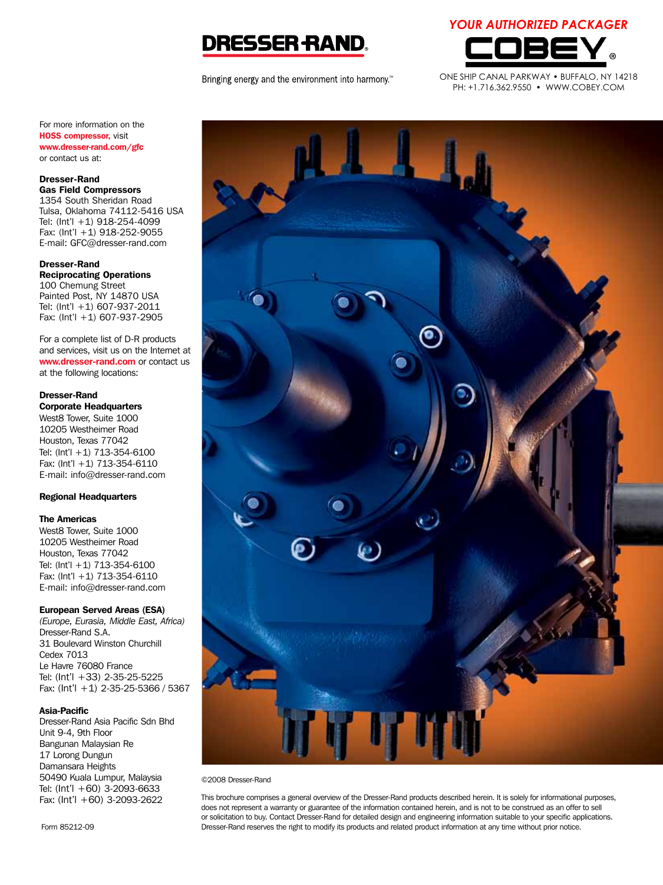DRESSER-RAND

Bringing energy and the environment into harmony.™

YOUR AUTHORIZED PACKAGER

COBEY®

ONE SHIP CANAL PARKWAY • BUFFALO, NY 14218
PH: +1.716.362.9550 • WWW.COBEY.COM

For more information on the **HOSS compressor,** visit **www.dresser-rand.com/gfc** or contact us at:

**Dresser-Rand**
**Gas Field Compressors**
1354 South Sheridan Road
Tulsa, Oklahoma 74112-5416 USA
Tel: (Int'l +1) 918-254-4099
Fax: (Int'l +1) 918-252-9055
E-mail: GFC@dresser-rand.com

**Dresser-Rand**
**Reciprocating Operations**
100 Chemung Street
Painted Post, NY 14870 USA
Tel: (Int'l +1) 607-937-2011
Fax: (Int'l +1) 607-937-2905

For a complete list of D-R products and services, visit us on the Internet at **www.dresser-rand.com** or contact us at the following locations:

**Dresser-Rand**
**Corporate Headquarters**
West8 Tower, Suite 1000
10205 Westheimer Road
Houston, Texas 77042
Tel: (Int'l +1) 713-354-6100
Fax: (Int'l +1) 713-354-6110
E-mail: info@dresser-rand.com

**Regional Headquarters**

**The Americas**
West8 Tower, Suite 1000
10205 Westheimer Road
Houston, Texas 77042
Tel: (Int'l +1) 713-354-6100
Fax: (Int'l +1) 713-354-6110
E-mail: info@dresser-rand.com

**European Served Areas (ESA)**
*(Europe, Eurasia, Middle East, Africa)*
Dresser-Rand S.A.
31 Boulevard Winston Churchill
Cedex 7013
Le Havre 76080 France
Tel: (Int'l +33) 2-35-25-5225
Fax: (Int'l +1) 2-35-25-5366 / 5367

**Asia-Pacific**
Dresser-Rand Asia Pacific Sdn Bhd
Unit 9-4, 9th Floor
Bangunan Malaysian Re
17 Lorong Dungun
Damansara Heights
50490 Kuala Lumpur, Malaysia
Tel: (Int'l +60) 3-2093-6633
Fax: (Int'l +60) 3-2093-2622

Form 85212-09

©2008 Dresser-Rand

This brochure comprises a general overview of the Dresser-Rand products described herein. It is solely for informational purposes, does not represent a warranty or guarantee of the information contained herein, and is not to be construed as an offer to sell or solicitation to buy. Contact Dresser-Rand for detailed design and engineering information suitable to your specific applications. Dresser-Rand reserves the right to modify its products and related product information at any time without prior notice.